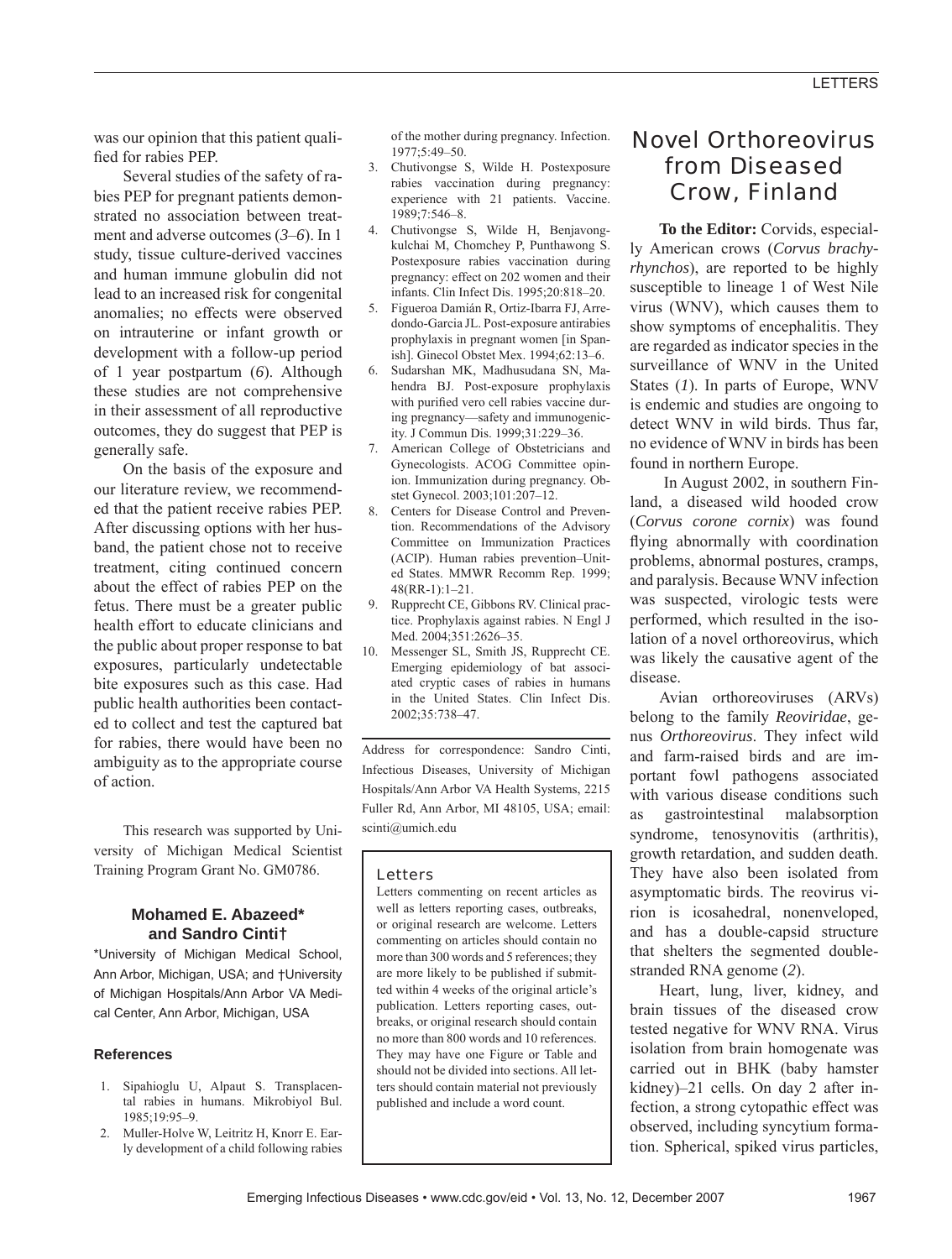was our opinion that this patient qualified for rabies PEP.

Several studies of the safety of rabies PEP for pregnant patients demonstrated no association between treatment and adverse outcomes (*3*–*6*). In 1 study, tissue culture-derived vaccines and human immune globulin did not lead to an increased risk for congenital anomalies; no effects were observed on intrauterine or infant growth or development with a follow-up period of 1 year postpartum (*6*). Although these studies are not comprehensive in their assessment of all reproductive outcomes, they do suggest that PEP is generally safe.

On the basis of the exposure and our literature review, we recommended that the patient receive rabies PEP. After discussing options with her husband, the patient chose not to receive treatment, citing continued concern about the effect of rabies PEP on the fetus. There must be a greater public health effort to educate clinicians and the public about proper response to bat exposures, particularly undetectable bite exposures such as this case. Had public health authorities been contacted to collect and test the captured bat for rabies, there would have been no ambiguity as to the appropriate course of action.

This research was supported by University of Michigan Medical Scientist Training Program Grant No. GM0786.

**Mohamed E. Abazeed\* and Sandro Cinti†**

\*University of Michigan Medical School, Ann Arbor, Michigan, USA; and †University of Michigan Hospitals/Ann Arbor VA Medical Center, Ann Arbor, Michigan, USA

### References

1. Sipahioglu U, Alpaut S. Transplacental rabies in humans. Mikrobiyol Bul. 1985;19:95–9.
2. Muller-Holve W, Leitritz H, Knorr E. Early development of a child following rabies of the mother during pregnancy. Infection. 1977;5:49–50.
3. Chutivongse S, Wilde H. Postexposure rabies vaccination during pregnancy: experience with 21 patients. Vaccine. 1989;7:546–8.
4. Chutivongse S, Wilde H, Benjavongkulchai M, Chomchey P, Punthawong S. Postexposure rabies vaccination during pregnancy: effect on 202 women and their infants. Clin Infect Dis. 1995;20:818–20.
5. Figueroa Damián R, Ortiz-Ibarra FJ, Arredondo-Garcia JL. Post-exposure antirabies prophylaxis in pregnant women [in Spanish]. Ginecol Obstet Mex. 1994;62:13–6.
6. Sudarshan MK, Madhusudana SN, Mahendra BJ. Post-exposure prophylaxis with purified vero cell rabies vaccine during pregnancy—safety and immunogenicity. J Commun Dis. 1999;31:229–36.
7. American College of Obstetricians and Gynecologists. ACOG Committee opinion. Immunization during pregnancy. Obstet Gynecol. 2003;101:207–12.
8. Centers for Disease Control and Prevention. Recommendations of the Advisory Committee on Immunization Practices (ACIP). Human rabies prevention–United States. MMWR Recomm Rep. 1999; 48(RR-1):1–21.
9. Rupprecht CE, Gibbons RV. Clinical practice. Prophylaxis against rabies. N Engl J Med. 2004;351:2626–35.
10. Messenger SL, Smith JS, Rupprecht CE. Emerging epidemiology of bat associated cryptic cases of rabies in humans in the United States. Clin Infect Dis. 2002;35:738–47.

Address for correspondence: Sandro Cinti, Infectious Diseases, University of Michigan Hospitals/Ann Arbor VA Health Systems, 2215 Fuller Rd, Ann Arbor, MI 48105, USA; email: scinti@umich.edu

> **Letters**
>
> Letters commenting on recent articles as well as letters reporting cases, outbreaks, or original research are welcome. Letters commenting on articles should contain no more than 300 words and 5 references; they are more likely to be published if submitted within 4 weeks of the original article's publication. Letters reporting cases, outbreaks, or original research should contain no more than 800 words and 10 references. They may have one Figure or Table and should not be divided into sections. All letters should contain material not previously published and include a word count.

# Novel Orthoreovirus from Diseased Crow, Finland

**To the Editor:** Corvids, especially American crows (*Corvus brachyrhynchos*), are reported to be highly susceptible to lineage 1 of West Nile virus (WNV), which causes them to show symptoms of encephalitis. They are regarded as indicator species in the surveillance of WNV in the United States (*1*). In parts of Europe, WNV is endemic and studies are ongoing to detect WNV in wild birds. Thus far, no evidence of WNV in birds has been found in northern Europe.

In August 2002, in southern Finland, a diseased wild hooded crow (*Corvus corone cornix*) was found flying abnormally with coordination problems, abnormal postures, cramps, and paralysis. Because WNV infection was suspected, virologic tests were performed, which resulted in the isolation of a novel orthoreovirus, which was likely the causative agent of the disease.

Avian orthoreoviruses (ARVs) belong to the family *Reoviridae*, genus *Orthoreovirus*. They infect wild and farm-raised birds and are important fowl pathogens associated with various disease conditions such as gastrointestinal malabsorption syndrome, tenosynovitis (arthritis), growth retardation, and sudden death. They have also been isolated from asymptomatic birds. The reovirus virion is icosahedral, nonenveloped, and has a double-capsid structure that shelters the segmented double-stranded RNA genome (*2*).

Heart, lung, liver, kidney, and brain tissues of the diseased crow tested negative for WNV RNA. Virus isolation from brain homogenate was carried out in BHK (baby hamster kidney)–21 cells. On day 2 after infection, a strong cytopathic effect was observed, including syncytium formation. Spherical, spiked virus particles,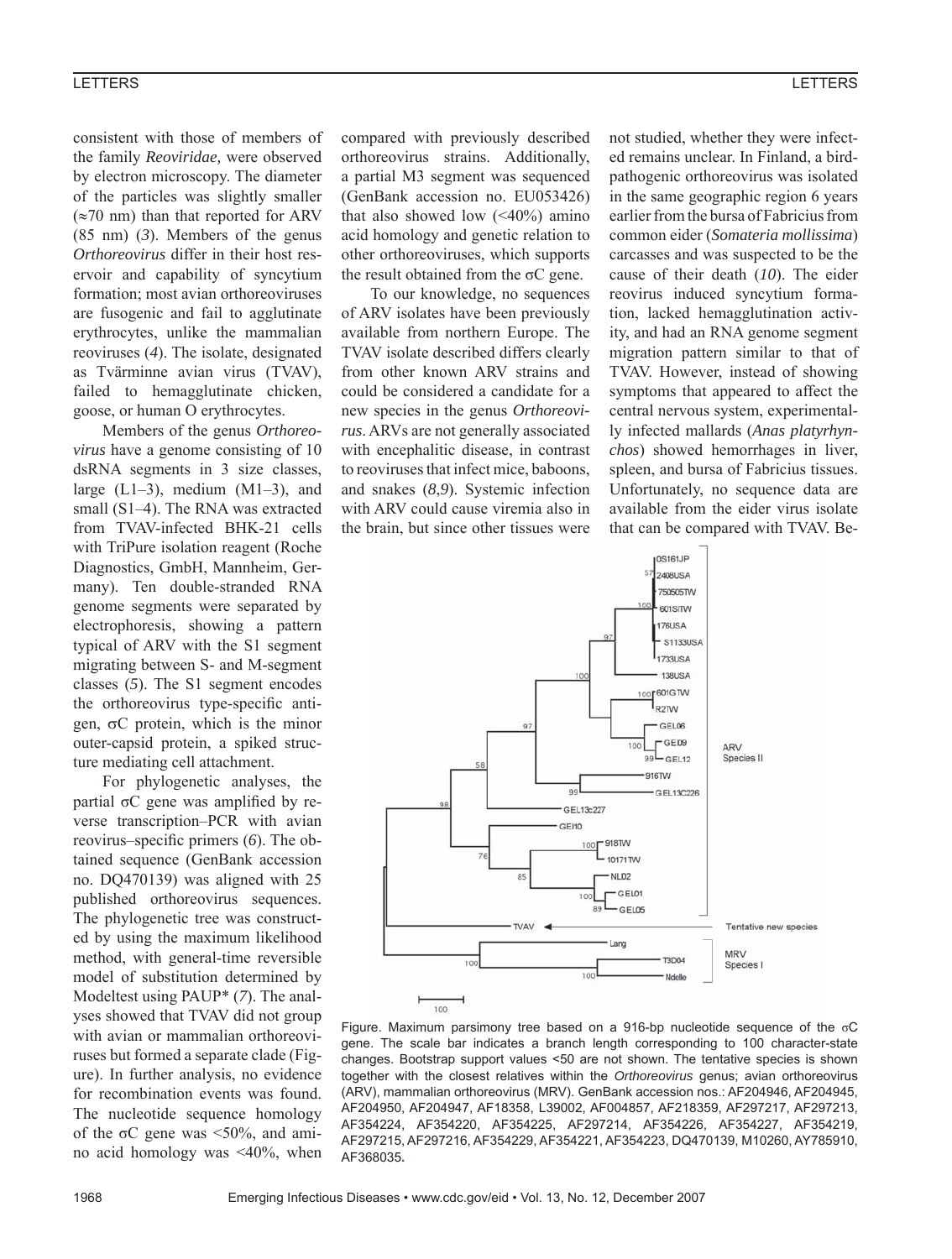consistent with those of members of the family *Reoviridae,* were observed by electron microscopy. The diameter of the particles was slightly smaller (≈70 nm) than that reported for ARV (85 nm) (*3*). Members of the genus *Orthoreovirus* differ in their host reservoir and capability of syncytium formation; most avian orthoreoviruses are fusogenic and fail to agglutinate erythrocytes, unlike the mammalian reoviruses (*4*). The isolate, designated as Tvärminne avian virus (TVAV), failed to hemagglutinate chicken, goose, or human O erythrocytes.

Members of the genus *Orthoreovirus* have a genome consisting of 10 dsRNA segments in 3 size classes, large (L1–3), medium (M1–3), and small (S1–4). The RNA was extracted from TVAV-infected BHK-21 cells with TriPure isolation reagent (Roche Diagnostics, GmbH, Mannheim, Germany). Ten double-stranded RNA genome segments were separated by electrophoresis, showing a pattern typical of ARV with the S1 segment migrating between S- and M-segment classes (*5*). The S1 segment encodes the orthoreovirus type-specific antigen, σC protein, which is the minor outer-capsid protein, a spiked structure mediating cell attachment.

For phylogenetic analyses, the partial σC gene was amplified by reverse transcription–PCR with avian reovirus–specific primers (*6*). The obtained sequence (GenBank accession no. DQ470139) was aligned with 25 published orthoreovirus sequences. The phylogenetic tree was constructed by using the maximum likelihood method, with general-time reversible model of substitution determined by Modeltest using PAUP* (*7*). The analyses showed that TVAV did not group with avian or mammalian orthoreoviruses but formed a separate clade (Figure). In further analysis, no evidence for recombination events was found. The nucleotide sequence homology of the σC gene was <50%, and amino acid homology was <40%, when compared with previously described orthoreovirus strains. Additionally, a partial M3 segment was sequenced (GenBank accession no. EU053426) that also showed low (<40%) amino acid homology and genetic relation to other orthoreoviruses, which supports the result obtained from the σC gene.

To our knowledge, no sequences of ARV isolates have been previously available from northern Europe. The TVAV isolate described differs clearly from other known ARV strains and could be considered a candidate for a new species in the genus *Orthoreovirus*. ARVs are not generally associated with encephalitic disease, in contrast to reoviruses that infect mice, baboons, and snakes (*8*,*9*). Systemic infection with ARV could cause viremia also in the brain, but since other tissues were not studied, whether they were infected remains unclear. In Finland, a bird-pathogenic orthoreovirus was isolated in the same geographic region 6 years earlier from the bursa of Fabricius from common eider (*Somateria mollissima*) carcasses and was suspected to be the cause of their death (*10*). The eider reovirus induced syncytium formation, lacked hemagglutination activity, and had an RNA genome segment migration pattern similar to that of TVAV. However, instead of showing symptoms that appeared to affect the central nervous system, experimentally infected mallards (*Anas platyrhynchos*) showed hemorrhages in liver, spleen, and bursa of Fabricius tissues. Unfortunately, no sequence data are available from the eider virus isolate that can be compared with TVAV. Be-

Figure. Maximum parsimony tree based on a 916-bp nucleotide sequence of the σC gene. The scale bar indicates a branch length corresponding to 100 character-state changes. Bootstrap support values <50 are not shown. The tentative species is shown together with the closest relatives within the *Orthoreovirus* genus; avian orthoreovirus (ARV), mammalian orthoreovirus (MRV). GenBank accession nos.: AF204946, AF204945, AF204950, AF204947, AF18358, L39002, AF004857, AF218359, AF297217, AF297213, AF354224, AF354220, AF354225, AF297214, AF354226, AF354227, AF354219, AF297215, AF297216, AF354229, AF354221, AF354223, DQ470139, M10260, AY785910, AF368035.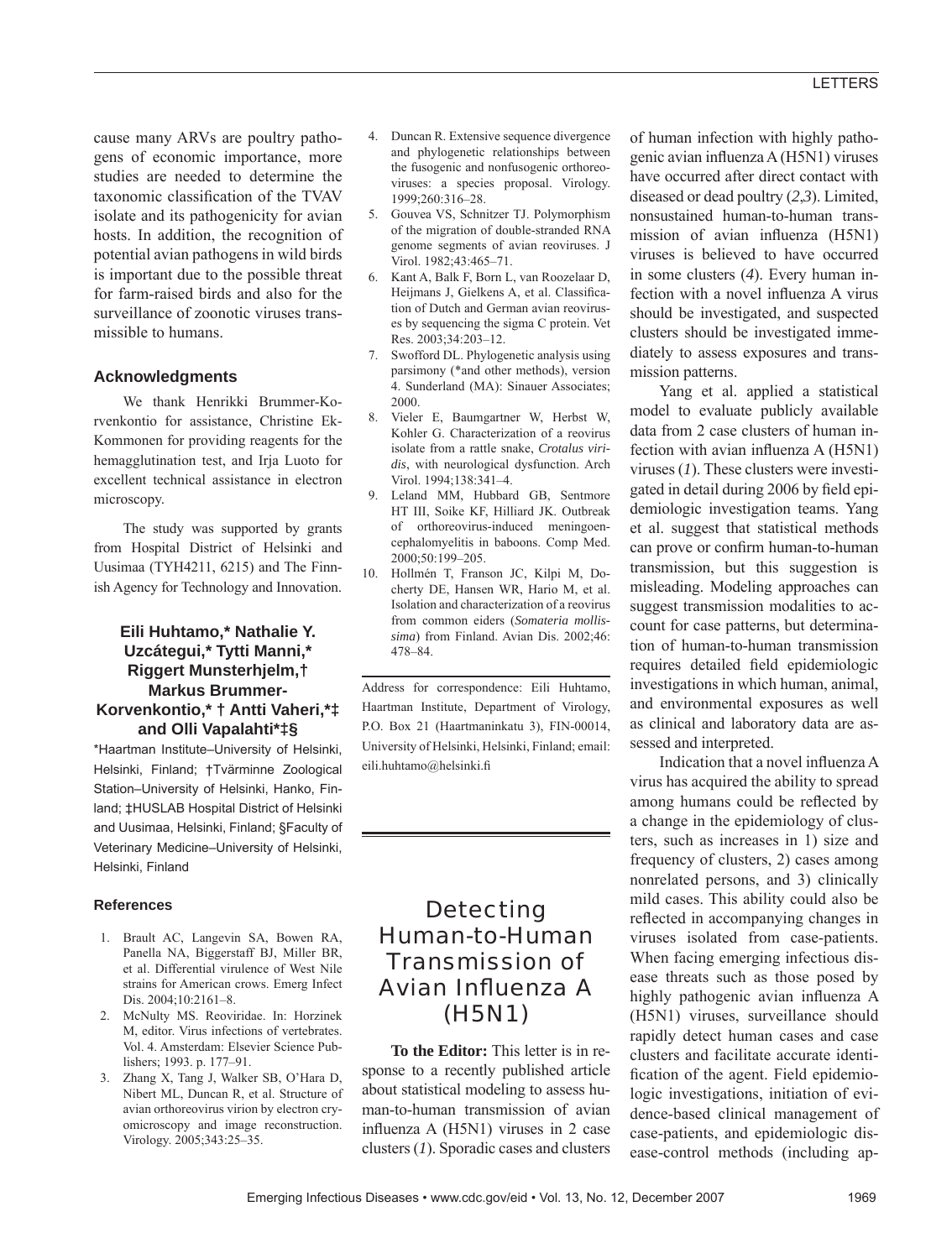cause many ARVs are poultry pathogens of economic importance, more studies are needed to determine the taxonomic classification of the TVAV isolate and its pathogenicity for avian hosts. In addition, the recognition of potential avian pathogens in wild birds is important due to the possible threat for farm-raised birds and also for the surveillance of zoonotic viruses transmissible to humans.

### Acknowledgments

We thank Henrikki Brummer-Korvenkontio for assistance, Christine Ek-Kommonen for providing reagents for the hemagglutination test, and Irja Luoto for excellent technical assistance in electron microscopy.

The study was supported by grants from Hospital District of Helsinki and Uusimaa (TYH4211, 6215) and The Finnish Agency for Technology and Innovation.

**Eili Huhtamo,\* Nathalie Y. Uzcátegui,\* Tytti Manni,\* Riggert Munsterhjelm,† Markus Brummer-Korvenkontio,\* † Antti Vaheri,\*‡ and Olli Vapalahti\*‡§**

\*Haartman Institute–University of Helsinki, Helsinki, Finland; †Tvärminne Zoological Station–University of Helsinki, Hanko, Finland; ‡HUSLAB Hospital District of Helsinki and Uusimaa, Helsinki, Finland; §Faculty of Veterinary Medicine–University of Helsinki, Helsinki, Finland

### References

1. Brault AC, Langevin SA, Bowen RA, Panella NA, Biggerstaff BJ, Miller BR, et al. Differential virulence of West Nile strains for American crows. Emerg Infect Dis. 2004;10:2161–8.
2. McNulty MS. Reoviridae. In: Horzinek M, editor. Virus infections of vertebrates. Vol. 4. Amsterdam: Elsevier Science Publishers; 1993. p. 177–91.
3. Zhang X, Tang J, Walker SB, O'Hara D, Nibert ML, Duncan R, et al. Structure of avian orthoreovirus virion by electron cryomicroscopy and image reconstruction. Virology. 2005;343:25–35.
4. Duncan R. Extensive sequence divergence and phylogenetic relationships between the fusogenic and nonfusogenic orthoreoviruses: a species proposal. Virology. 1999;260:316–28.
5. Gouvea VS, Schnitzer TJ. Polymorphism of the migration of double-stranded RNA genome segments of avian reoviruses. J Virol. 1982;43:465–71.
6. Kant A, Balk F, Born L, van Roozelaar D, Heijmans J, Gielkens A, et al. Classification of Dutch and German avian reoviruses by sequencing the sigma C protein. Vet Res. 2003;34:203–12.
7. Swofford DL. Phylogenetic analysis using parsimony (\*and other methods), version 4. Sunderland (MA): Sinauer Associates; 2000.
8. Vieler E, Baumgartner W, Herbst W, Kohler G. Characterization of a reovirus isolate from a rattle snake, *Crotalus viridis*, with neurological dysfunction. Arch Virol. 1994;138:341–4.
9. Leland MM, Hubbard GB, Sentmore HT III, Soike KF, Hilliard JK. Outbreak of orthoreovirus-induced meningoencephalomyelitis in baboons. Comp Med. 2000;50:199–205.
10. Hollmén T, Franson JC, Kilpi M, Docherty DE, Hansen WR, Hario M, et al. Isolation and characterization of a reovirus from common eiders (*Somateria mollissima*) from Finland. Avian Dis. 2002;46:478–84.

Address for correspondence: Eili Huhtamo, Haartman Institute, Department of Virology, P.O. Box 21 (Haartmaninkatu 3), FIN-00014, University of Helsinki, Helsinki, Finland; email: eili.huhtamo@helsinki.fi

## Detecting Human-to-Human Transmission of Avian Influenza A (H5N1)

**To the Editor:** This letter is in response to a recently published article about statistical modeling to assess human-to-human transmission of avian influenza A (H5N1) viruses in 2 case clusters (*1*). Sporadic cases and clusters of human infection with highly pathogenic avian influenza A (H5N1) viruses have occurred after direct contact with diseased or dead poultry (*2*,*3*). Limited, nonsustained human-to-human transmission of avian influenza (H5N1) viruses is believed to have occurred in some clusters (*4*). Every human infection with a novel influenza A virus should be investigated, and suspected clusters should be investigated immediately to assess exposures and transmission patterns.

Yang et al. applied a statistical model to evaluate publicly available data from 2 case clusters of human infection with avian influenza A (H5N1) viruses (*1*). These clusters were investigated in detail during 2006 by field epidemiologic investigation teams. Yang et al. suggest that statistical methods can prove or confirm human-to-human transmission, but this suggestion is misleading. Modeling approaches can suggest transmission modalities to account for case patterns, but determination of human-to-human transmission requires detailed field epidemiologic investigations in which human, animal, and environmental exposures as well as clinical and laboratory data are assessed and interpreted.

Indication that a novel influenza A virus has acquired the ability to spread among humans could be reflected by a change in the epidemiology of clusters, such as increases in 1) size and frequency of clusters, 2) cases among nonrelated persons, and 3) clinically mild cases. This ability could also be reflected in accompanying changes in viruses isolated from case-patients. When facing emerging infectious disease threats such as those posed by highly pathogenic avian influenza A (H5N1) viruses, surveillance should rapidly detect human cases and case clusters and facilitate accurate identification of the agent. Field epidemiologic investigations, initiation of evidence-based clinical management of case-patients, and epidemiologic disease-control methods (including ap-